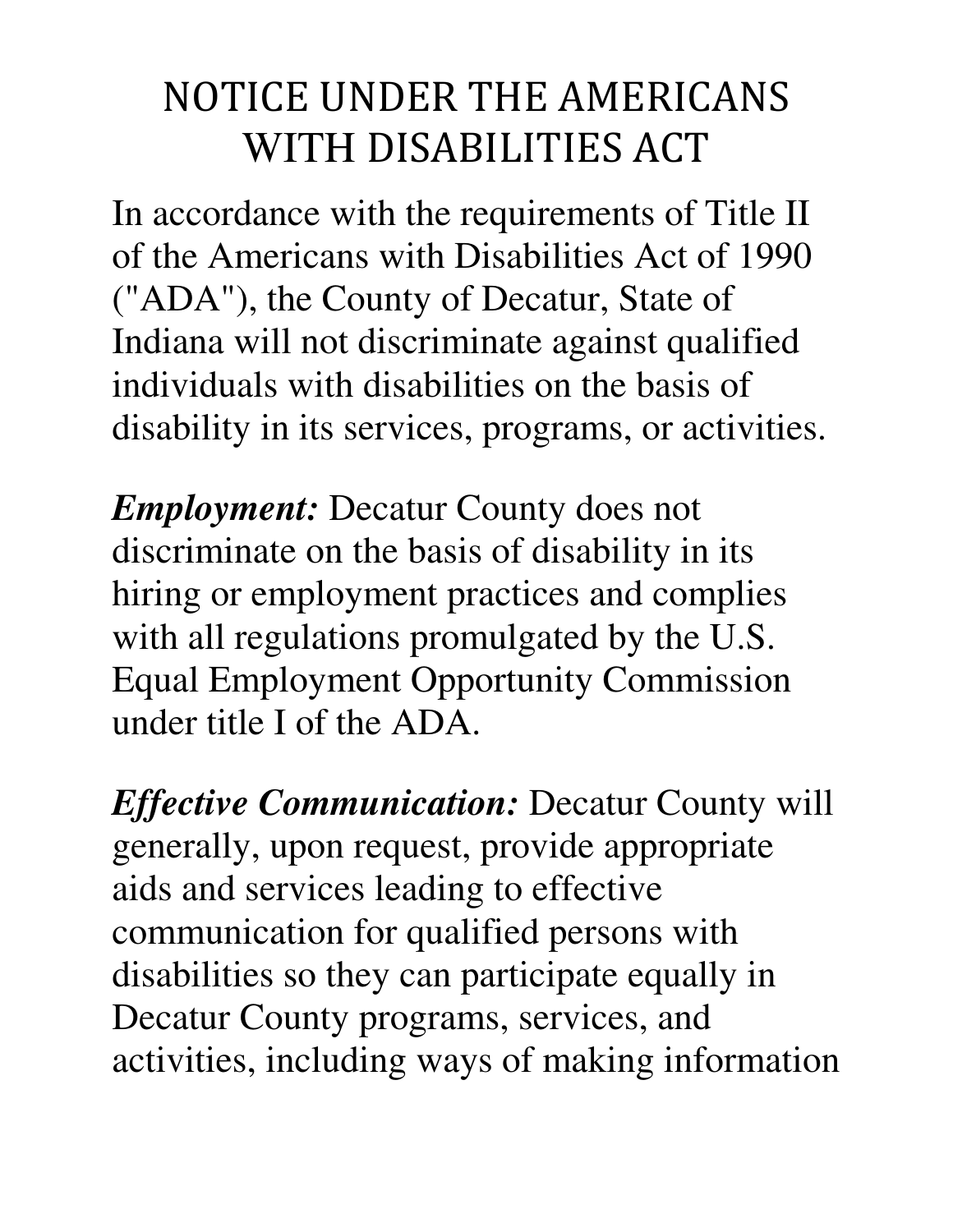# NOTICE UNDER THE AMERICANS WITH DISABILITIES ACT

In accordance with the requirements of Title II of the Americans with Disabilities Act of 1990 ("ADA"), the County of Decatur, State of Indiana will not discriminate against qualified individuals with disabilities on the basis of disability in its services, programs, or activities.

***Employment:*** Decatur County does not discriminate on the basis of disability in its hiring or employment practices and complies with all regulations promulgated by the U.S. Equal Employment Opportunity Commission under title I of the ADA.

***Effective Communication:*** Decatur County will generally, upon request, provide appropriate aids and services leading to effective communication for qualified persons with disabilities so they can participate equally in Decatur County programs, services, and activities, including ways of making information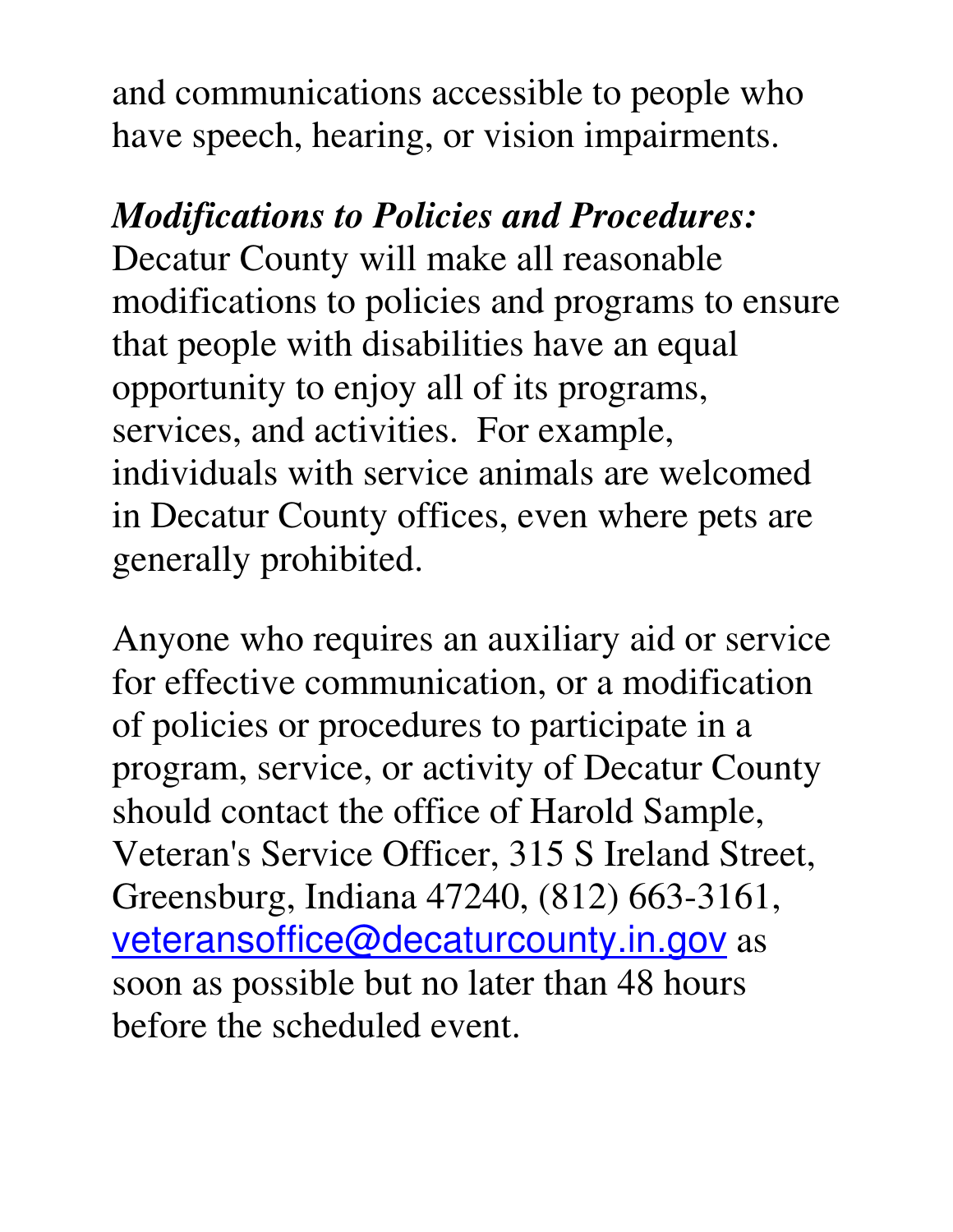and communications accessible to people who have speech, hearing, or vision impairments.

***Modifications to Policies and Procedures:*** Decatur County will make all reasonable modifications to policies and programs to ensure that people with disabilities have an equal opportunity to enjoy all of its programs, services, and activities. For example, individuals with service animals are welcomed in Decatur County offices, even where pets are generally prohibited.

Anyone who requires an auxiliary aid or service for effective communication, or a modification of policies or procedures to participate in a program, service, or activity of Decatur County should contact the office of Harold Sample, Veteran's Service Officer, 315 S Ireland Street, Greensburg, Indiana 47240, (812) 663-3161, veteransoffice@decaturcounty.in.gov as soon as possible but no later than 48 hours before the scheduled event.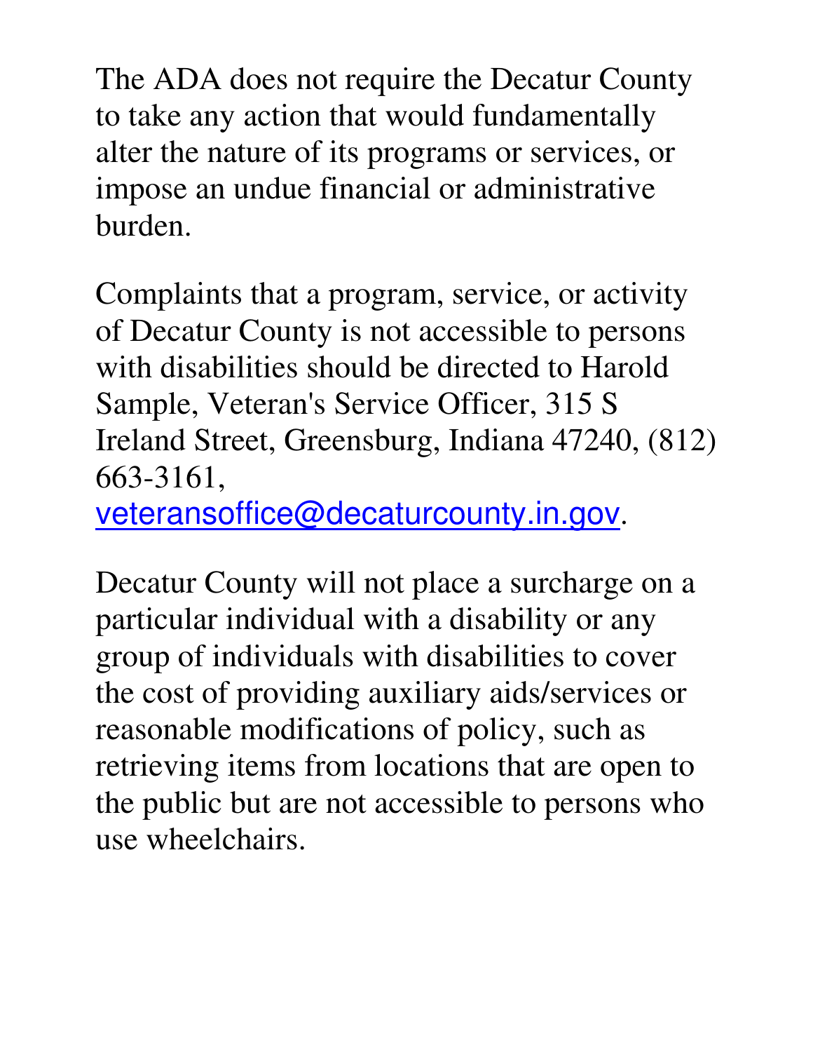The ADA does not require the Decatur County to take any action that would fundamentally alter the nature of its programs or services, or impose an undue financial or administrative burden.

Complaints that a program, service, or activity of Decatur County is not accessible to persons with disabilities should be directed to Harold Sample, Veteran's Service Officer, 315 S Ireland Street, Greensburg, Indiana 47240, (812) 663-3161, veteransoffice@decaturcounty.in.gov.

Decatur County will not place a surcharge on a particular individual with a disability or any group of individuals with disabilities to cover the cost of providing auxiliary aids/services or reasonable modifications of policy, such as retrieving items from locations that are open to the public but are not accessible to persons who use wheelchairs.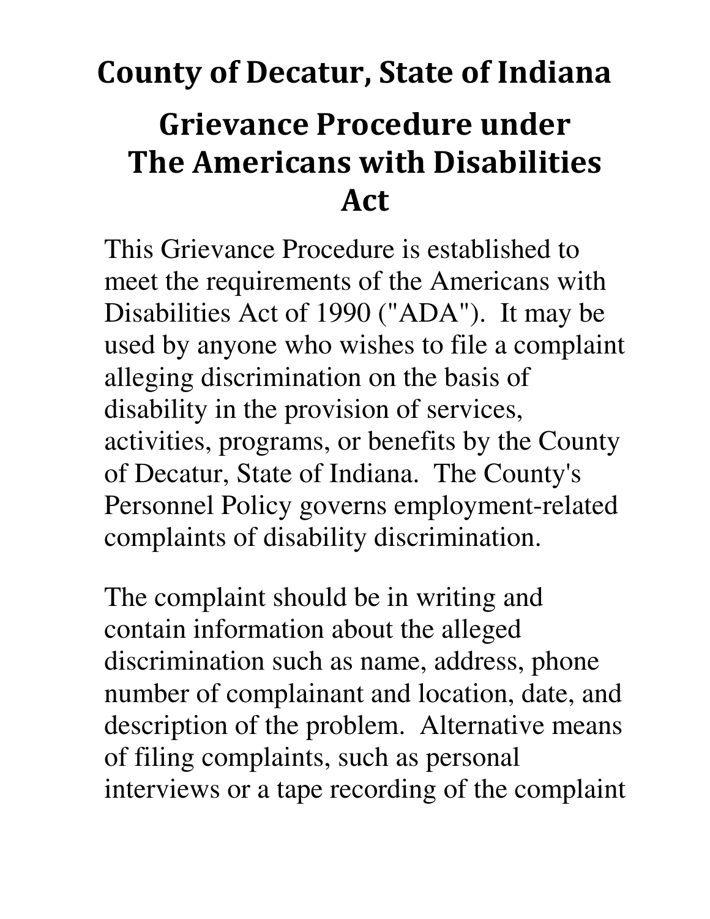# County of Decatur, State of Indiana

## Grievance Procedure under The Americans with Disabilities Act

This Grievance Procedure is established to meet the requirements of the Americans with Disabilities Act of 1990 ("ADA"). It may be used by anyone who wishes to file a complaint alleging discrimination on the basis of disability in the provision of services, activities, programs, or benefits by the County of Decatur, State of Indiana. The County's Personnel Policy governs employment-related complaints of disability discrimination.

The complaint should be in writing and contain information about the alleged discrimination such as name, address, phone number of complainant and location, date, and description of the problem. Alternative means of filing complaints, such as personal interviews or a tape recording of the complaint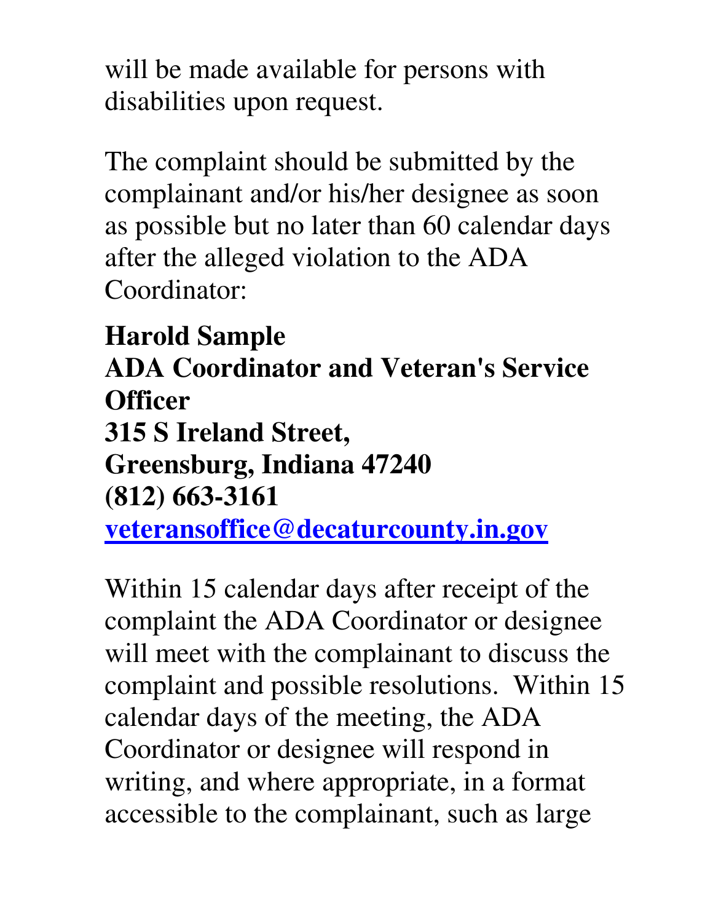will be made available for persons with disabilities upon request.

The complaint should be submitted by the complainant and/or his/her designee as soon as possible but no later than 60 calendar days after the alleged violation to the ADA Coordinator:

**Harold Sample**
**ADA Coordinator and Veteran's Service Officer**
**315 S Ireland Street,**
**Greensburg, Indiana 47240**
**(812) 663-3161**
**veteransoffice@decaturcounty.in.gov**

Within 15 calendar days after receipt of the complaint the ADA Coordinator or designee will meet with the complainant to discuss the complaint and possible resolutions. Within 15 calendar days of the meeting, the ADA Coordinator or designee will respond in writing, and where appropriate, in a format accessible to the complainant, such as large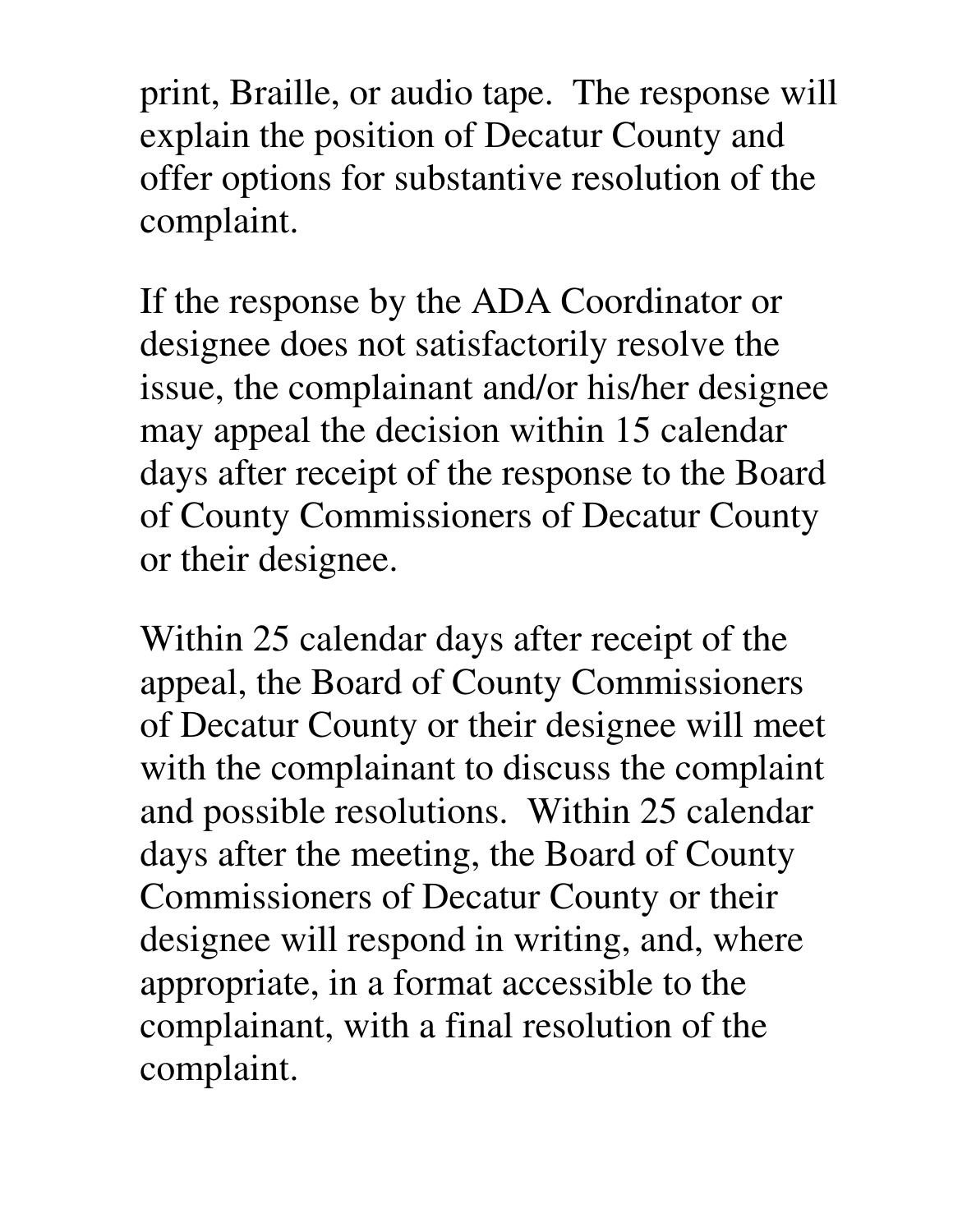print, Braille, or audio tape. The response will explain the position of Decatur County and offer options for substantive resolution of the complaint.

If the response by the ADA Coordinator or designee does not satisfactorily resolve the issue, the complainant and/or his/her designee may appeal the decision within 15 calendar days after receipt of the response to the Board of County Commissioners of Decatur County or their designee.

Within 25 calendar days after receipt of the appeal, the Board of County Commissioners of Decatur County or their designee will meet with the complainant to discuss the complaint and possible resolutions. Within 25 calendar days after the meeting, the Board of County Commissioners of Decatur County or their designee will respond in writing, and, where appropriate, in a format accessible to the complainant, with a final resolution of the complaint.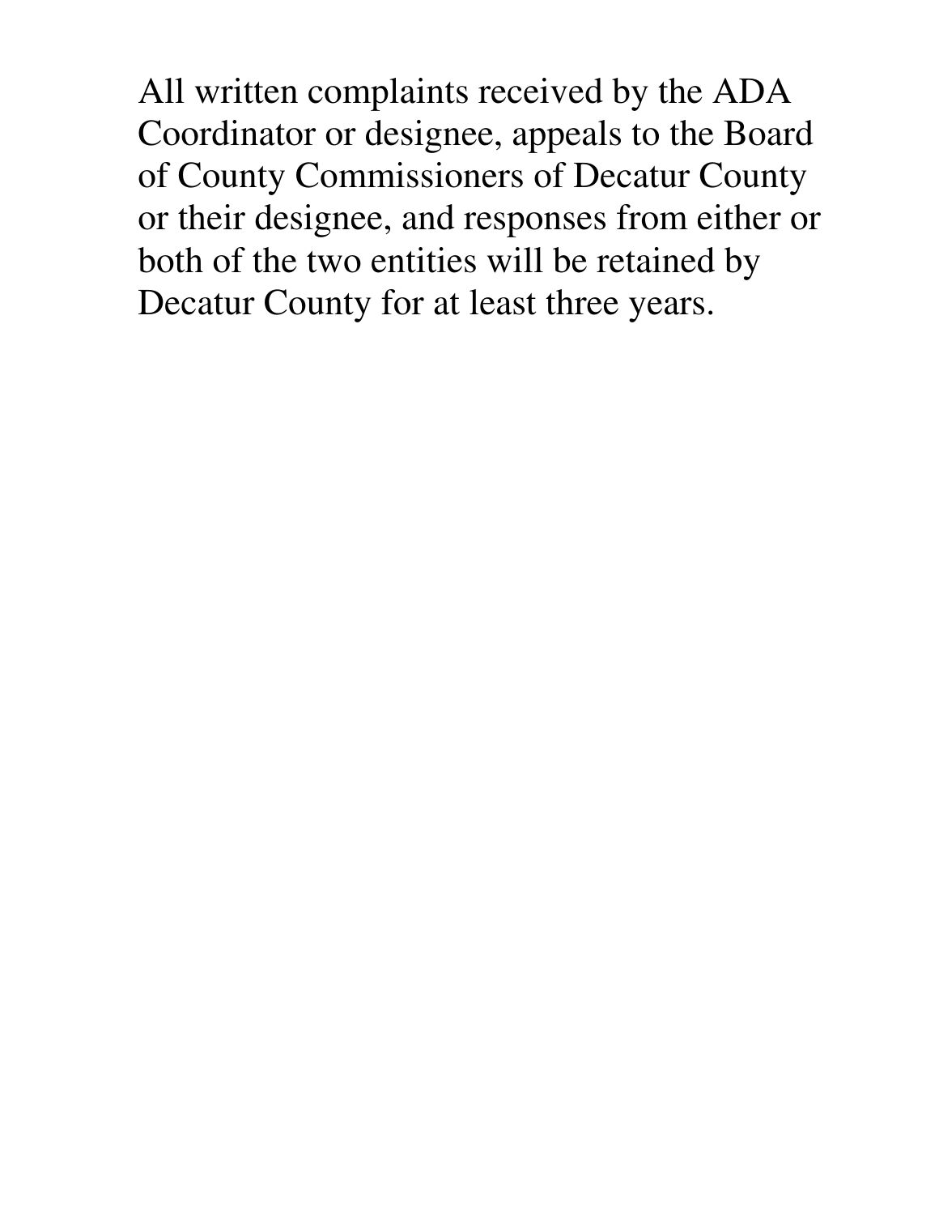All written complaints received by the ADA Coordinator or designee, appeals to the Board of County Commissioners of Decatur County or their designee, and responses from either or both of the two entities will be retained by Decatur County for at least three years.